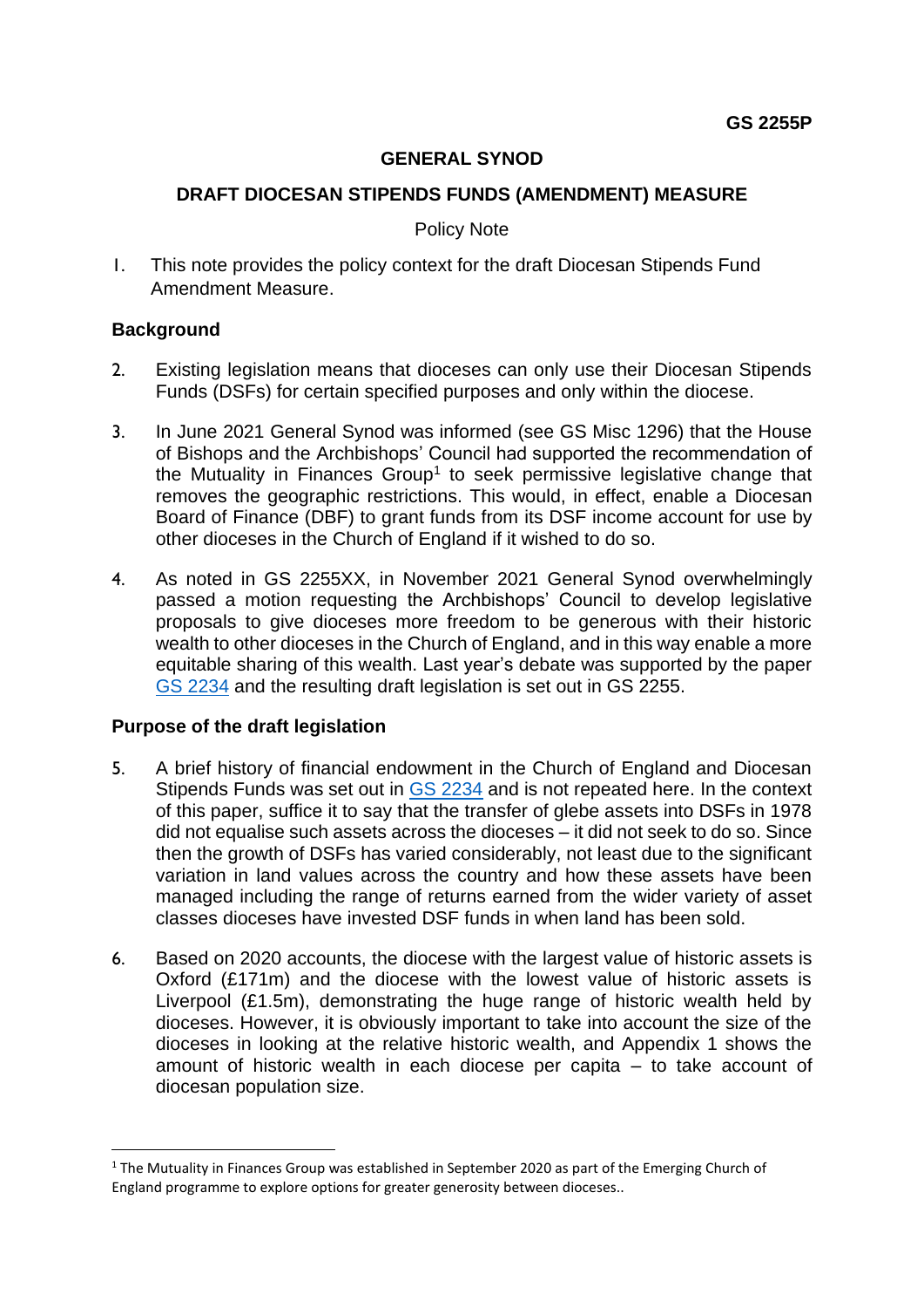**GS 2255P**

# GENERAL SYNOD

## DRAFT DIOCESAN STIPENDS FUNDS (AMENDMENT) MEASURE

Policy Note

1. This note provides the policy context for the draft Diocesan Stipends Fund Amendment Measure.

### Background

2. Existing legislation means that dioceses can only use their Diocesan Stipends Funds (DSFs) for certain specified purposes and only within the diocese.

3. In June 2021 General Synod was informed (see GS Misc 1296) that the House of Bishops and the Archbishops' Council had supported the recommendation of the Mutuality in Finances Group[1] to seek permissive legislative change that removes the geographic restrictions. This would, in effect, enable a Diocesan Board of Finance (DBF) to grant funds from its DSF income account for use by other dioceses in the Church of England if it wished to do so.

4. As noted in GS 2255XX, in November 2021 General Synod overwhelmingly passed a motion requesting the Archbishops' Council to develop legislative proposals to give dioceses more freedom to be generous with their historic wealth to other dioceses in the Church of England, and in this way enable a more equitable sharing of this wealth. Last year's debate was supported by the paper GS 2234 and the resulting draft legislation is set out in GS 2255.

### Purpose of the draft legislation

5. A brief history of financial endowment in the Church of England and Diocesan Stipends Funds was set out in GS 2234 and is not repeated here. In the context of this paper, suffice it to say that the transfer of glebe assets into DSFs in 1978 did not equalise such assets across the dioceses – it did not seek to do so. Since then the growth of DSFs has varied considerably, not least due to the significant variation in land values across the country and how these assets have been managed including the range of returns earned from the wider variety of asset classes dioceses have invested DSF funds in when land has been sold.

6. Based on 2020 accounts, the diocese with the largest value of historic assets is Oxford (£171m) and the diocese with the lowest value of historic assets is Liverpool (£1.5m), demonstrating the huge range of historic wealth held by dioceses. However, it is obviously important to take into account the size of the dioceses in looking at the relative historic wealth, and Appendix 1 shows the amount of historic wealth in each diocese per capita – to take account of diocesan population size.

[1] The Mutuality in Finances Group was established in September 2020 as part of the Emerging Church of England programme to explore options for greater generosity between dioceses..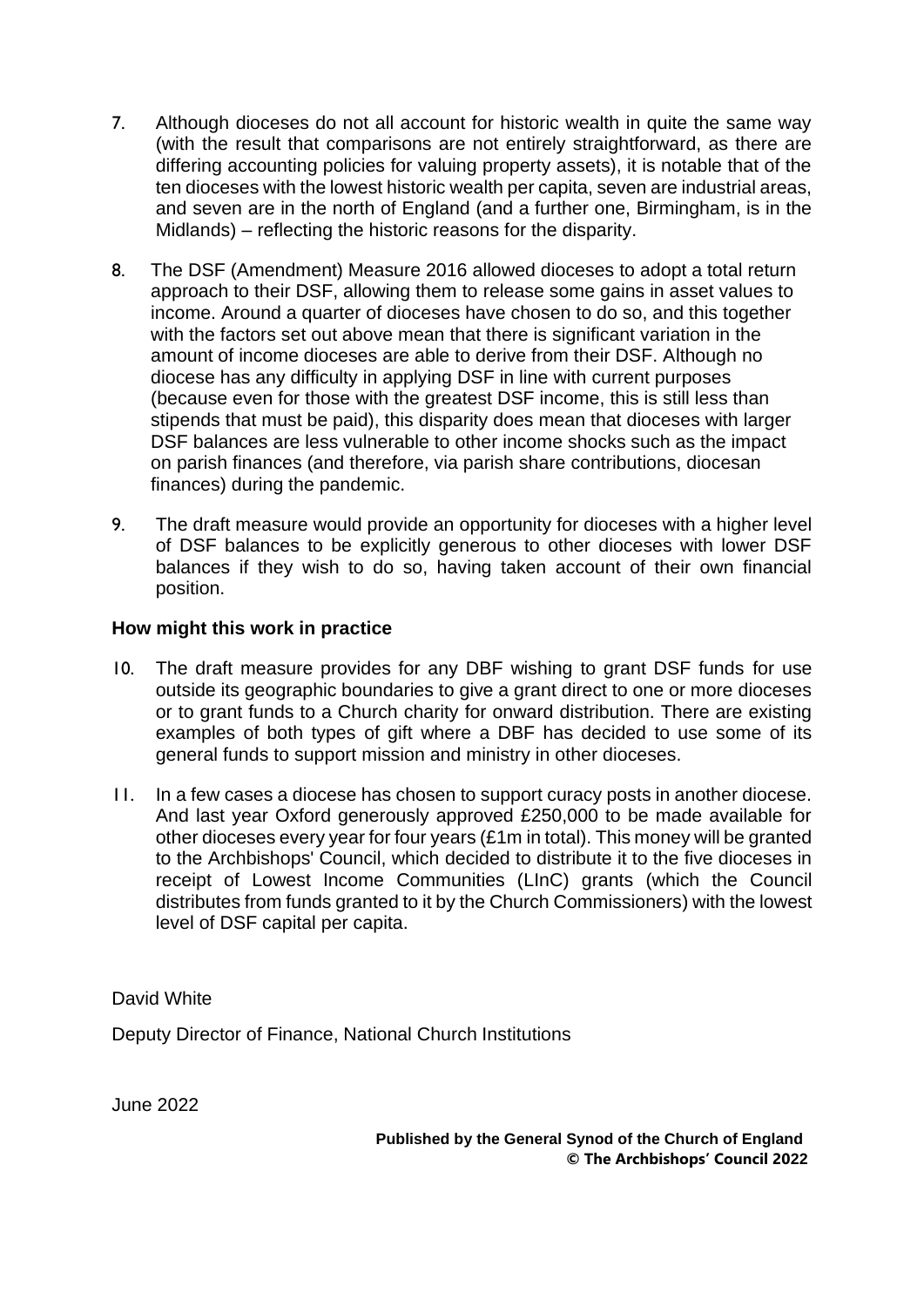7. Although dioceses do not all account for historic wealth in quite the same way (with the result that comparisons are not entirely straightforward, as there are differing accounting policies for valuing property assets), it is notable that of the ten dioceses with the lowest historic wealth per capita, seven are industrial areas, and seven are in the north of England (and a further one, Birmingham, is in the Midlands) – reflecting the historic reasons for the disparity.

8. The DSF (Amendment) Measure 2016 allowed dioceses to adopt a total return approach to their DSF, allowing them to release some gains in asset values to income. Around a quarter of dioceses have chosen to do so, and this together with the factors set out above mean that there is significant variation in the amount of income dioceses are able to derive from their DSF. Although no diocese has any difficulty in applying DSF in line with current purposes (because even for those with the greatest DSF income, this is still less than stipends that must be paid), this disparity does mean that dioceses with larger DSF balances are less vulnerable to other income shocks such as the impact on parish finances (and therefore, via parish share contributions, diocesan finances) during the pandemic.

9. The draft measure would provide an opportunity for dioceses with a higher level of DSF balances to be explicitly generous to other dioceses with lower DSF balances if they wish to do so, having taken account of their own financial position.

**How might this work in practice**

10. The draft measure provides for any DBF wishing to grant DSF funds for use outside its geographic boundaries to give a grant direct to one or more dioceses or to grant funds to a Church charity for onward distribution. There are existing examples of both types of gift where a DBF has decided to use some of its general funds to support mission and ministry in other dioceses.

11. In a few cases a diocese has chosen to support curacy posts in another diocese. And last year Oxford generously approved £250,000 to be made available for other dioceses every year for four years (£1m in total). This money will be granted to the Archbishops' Council, which decided to distribute it to the five dioceses in receipt of Lowest Income Communities (LInC) grants (which the Council distributes from funds granted to it by the Church Commissioners) with the lowest level of DSF capital per capita.

David White

Deputy Director of Finance, National Church Institutions

June 2022

Published by the General Synod of the Church of England
© The Archbishops' Council 2022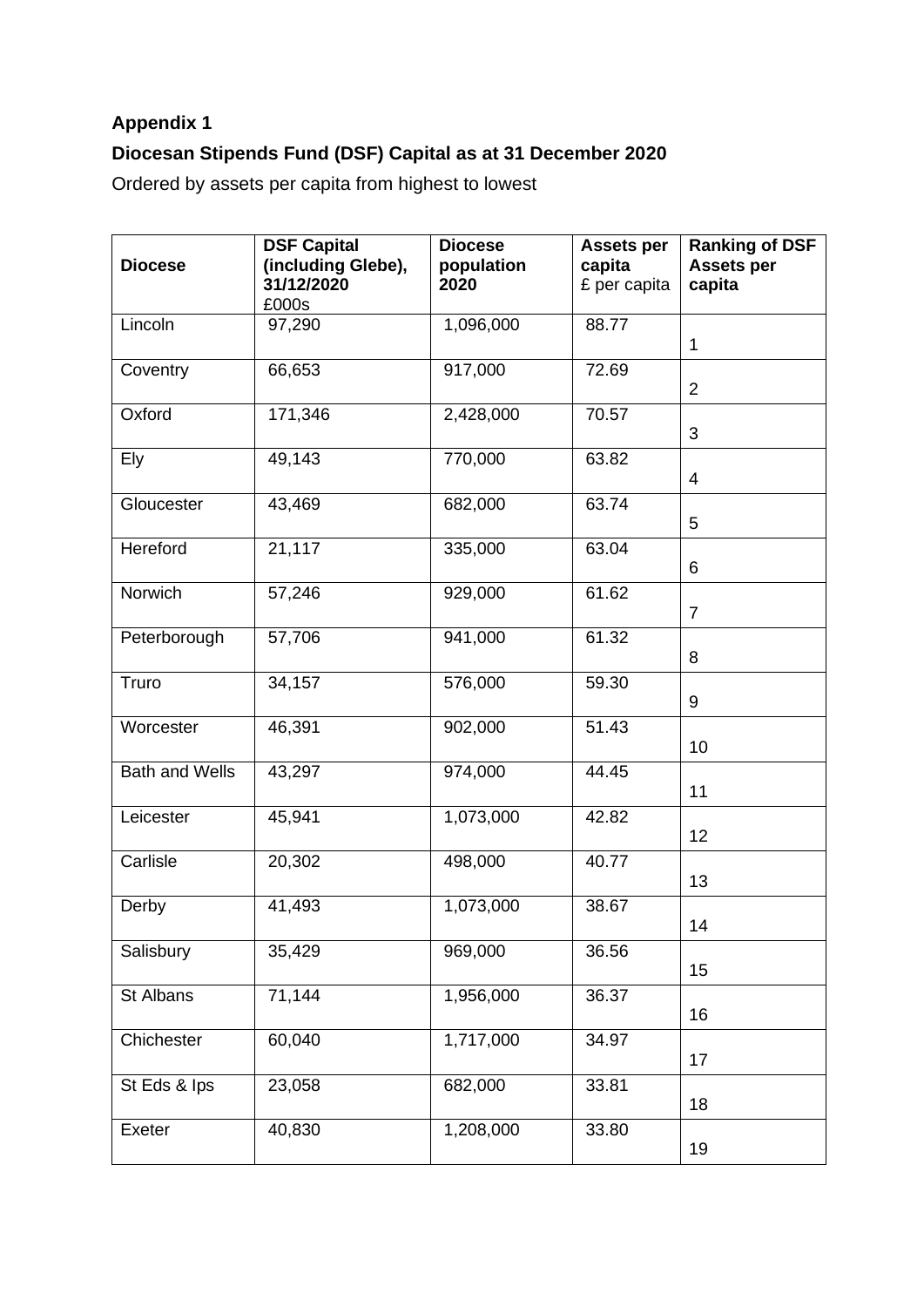**Appendix 1**

**Diocesan Stipends Fund (DSF) Capital as at 31 December 2020**

Ordered by assets per capita from highest to lowest

| **Diocese** | **DSF Capital (including Glebe), 31/12/2020** £000s | **Diocese population 2020** | **Assets per capita** £ per capita | **Ranking of DSF Assets per capita** |
|---|---|---|---|---|
| Lincoln | 97,290 | 1,096,000 | 88.77 | 1 |
| Coventry | 66,653 | 917,000 | 72.69 | 2 |
| Oxford | 171,346 | 2,428,000 | 70.57 | 3 |
| Ely | 49,143 | 770,000 | 63.82 | 4 |
| Gloucester | 43,469 | 682,000 | 63.74 | 5 |
| Hereford | 21,117 | 335,000 | 63.04 | 6 |
| Norwich | 57,246 | 929,000 | 61.62 | 7 |
| Peterborough | 57,706 | 941,000 | 61.32 | 8 |
| Truro | 34,157 | 576,000 | 59.30 | 9 |
| Worcester | 46,391 | 902,000 | 51.43 | 10 |
| Bath and Wells | 43,297 | 974,000 | 44.45 | 11 |
| Leicester | 45,941 | 1,073,000 | 42.82 | 12 |
| Carlisle | 20,302 | 498,000 | 40.77 | 13 |
| Derby | 41,493 | 1,073,000 | 38.67 | 14 |
| Salisbury | 35,429 | 969,000 | 36.56 | 15 |
| St Albans | 71,144 | 1,956,000 | 36.37 | 16 |
| Chichester | 60,040 | 1,717,000 | 34.97 | 17 |
| St Eds & Ips | 23,058 | 682,000 | 33.81 | 18 |
| Exeter | 40,830 | 1,208,000 | 33.80 | 19 |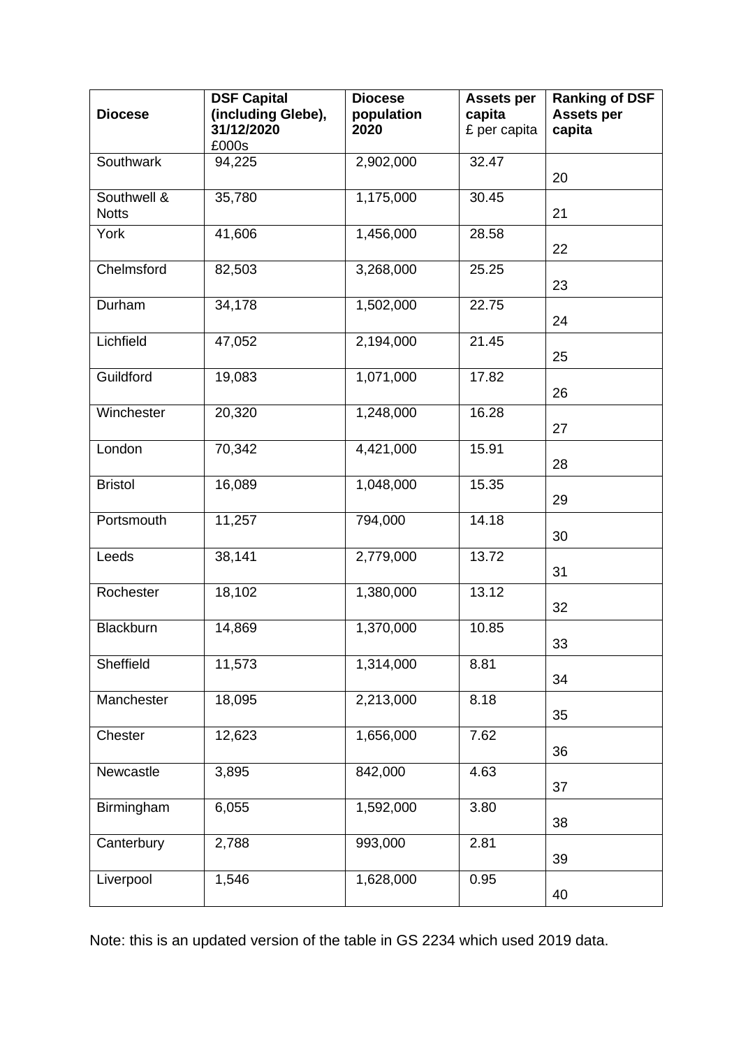| Diocese | DSF Capital (including Glebe), 31/12/2020 £000s | Diocese population 2020 | Assets per capita £ per capita | Ranking of DSF Assets per capita |
|---|---|---|---|---|
| Southwark | 94,225 | 2,902,000 | 32.47 | 20 |
| Southwell & Notts | 35,780 | 1,175,000 | 30.45 | 21 |
| York | 41,606 | 1,456,000 | 28.58 | 22 |
| Chelmsford | 82,503 | 3,268,000 | 25.25 | 23 |
| Durham | 34,178 | 1,502,000 | 22.75 | 24 |
| Lichfield | 47,052 | 2,194,000 | 21.45 | 25 |
| Guildford | 19,083 | 1,071,000 | 17.82 | 26 |
| Winchester | 20,320 | 1,248,000 | 16.28 | 27 |
| London | 70,342 | 4,421,000 | 15.91 | 28 |
| Bristol | 16,089 | 1,048,000 | 15.35 | 29 |
| Portsmouth | 11,257 | 794,000 | 14.18 | 30 |
| Leeds | 38,141 | 2,779,000 | 13.72 | 31 |
| Rochester | 18,102 | 1,380,000 | 13.12 | 32 |
| Blackburn | 14,869 | 1,370,000 | 10.85 | 33 |
| Sheffield | 11,573 | 1,314,000 | 8.81 | 34 |
| Manchester | 18,095 | 2,213,000 | 8.18 | 35 |
| Chester | 12,623 | 1,656,000 | 7.62 | 36 |
| Newcastle | 3,895 | 842,000 | 4.63 | 37 |
| Birmingham | 6,055 | 1,592,000 | 3.80 | 38 |
| Canterbury | 2,788 | 993,000 | 2.81 | 39 |
| Liverpool | 1,546 | 1,628,000 | 0.95 | 40 |

Note: this is an updated version of the table in GS 2234 which used 2019 data.